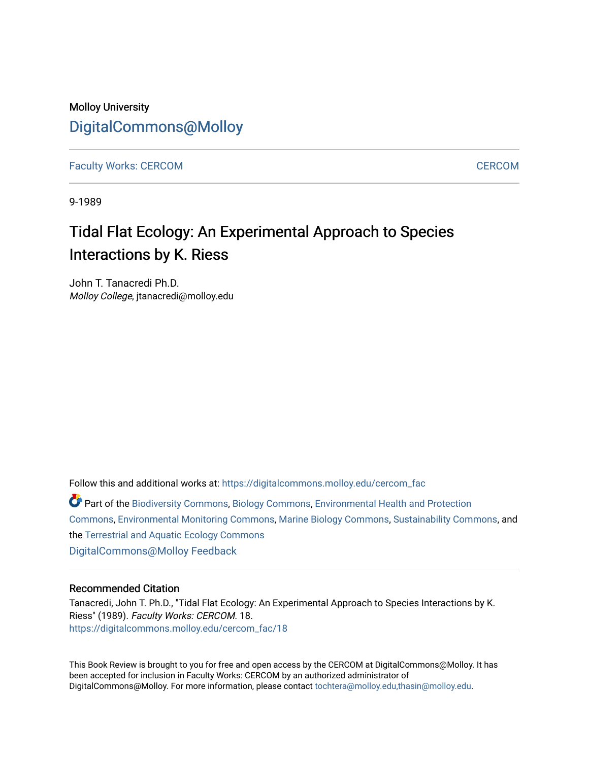Molloy University

# DigitalCommons@Molloy

Faculty Works: CERCOM | CERCOM

9-1989

## Tidal Flat Ecology: An Experimental Approach to Species Interactions by K. Riess

John T. Tanacredi Ph.D.
*Molloy College*, jtanacredi@molloy.edu

Follow this and additional works at: https://digitalcommons.molloy.edu/cercom_fac

Part of the Biodiversity Commons, Biology Commons, Environmental Health and Protection Commons, Environmental Monitoring Commons, Marine Biology Commons, Sustainability Commons, and the Terrestrial and Aquatic Ecology Commons

DigitalCommons@Molloy Feedback

### Recommended Citation

Tanacredi, John T. Ph.D., "Tidal Flat Ecology: An Experimental Approach to Species Interactions by K. Riess" (1989). *Faculty Works: CERCOM*. 18.
https://digitalcommons.molloy.edu/cercom_fac/18

This Book Review is brought to you for free and open access by the CERCOM at DigitalCommons@Molloy. It has been accepted for inclusion in Faculty Works: CERCOM by an authorized administrator of DigitalCommons@Molloy. For more information, please contact tochtera@molloy.edu,thasin@molloy.edu.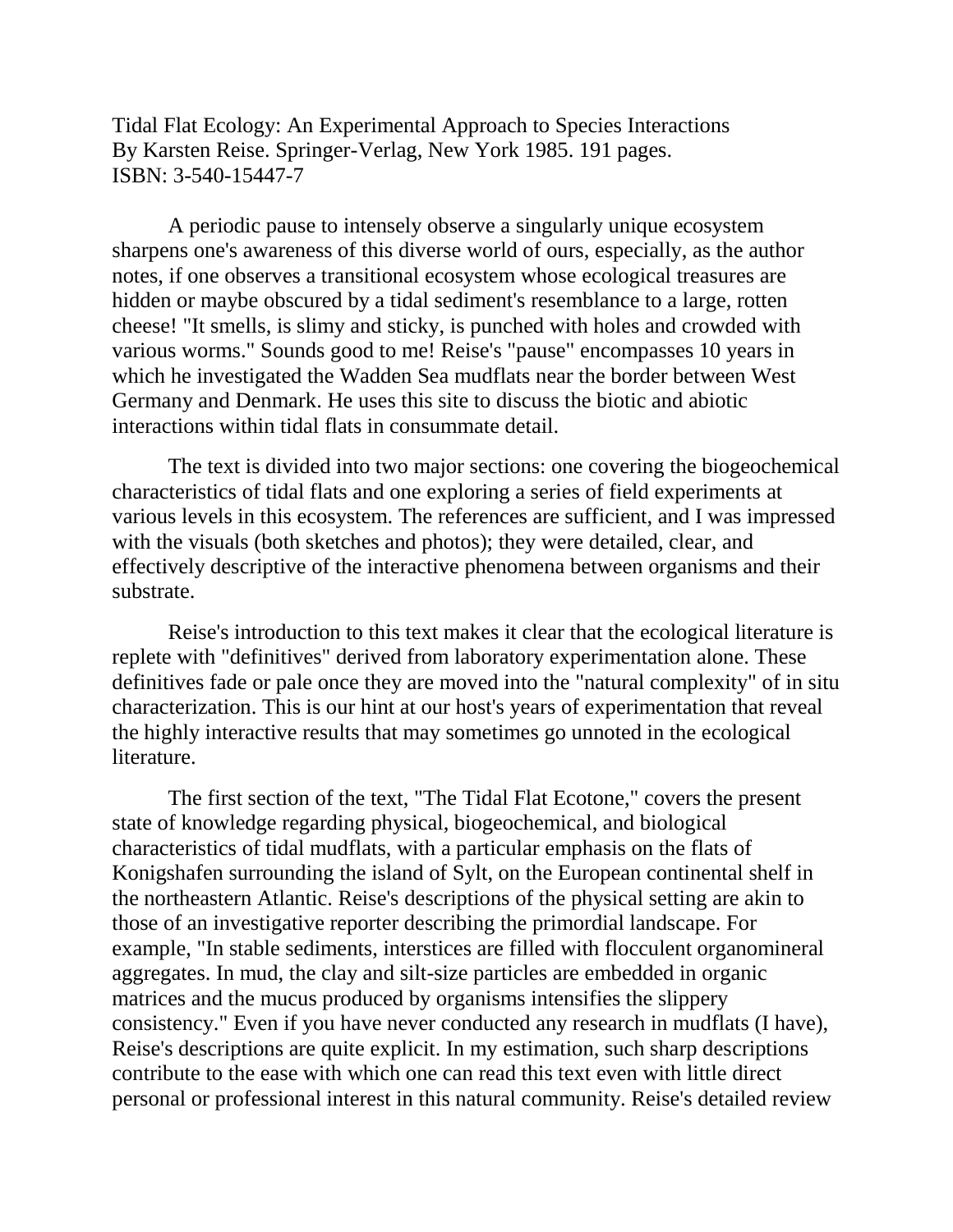Tidal Flat Ecology: An Experimental Approach to Species Interactions
By Karsten Reise. Springer-Verlag, New York 1985. 191 pages.
ISBN: 3-540-15447-7

A periodic pause to intensely observe a singularly unique ecosystem sharpens one's awareness of this diverse world of ours, especially, as the author notes, if one observes a transitional ecosystem whose ecological treasures are hidden or maybe obscured by a tidal sediment's resemblance to a large, rotten cheese! "It smells, is slimy and sticky, is punched with holes and crowded with various worms." Sounds good to me! Reise's "pause" encompasses 10 years in which he investigated the Wadden Sea mudflats near the border between West Germany and Denmark. He uses this site to discuss the biotic and abiotic interactions within tidal flats in consummate detail.

The text is divided into two major sections: one covering the biogeochemical characteristics of tidal flats and one exploring a series of field experiments at various levels in this ecosystem. The references are sufficient, and I was impressed with the visuals (both sketches and photos); they were detailed, clear, and effectively descriptive of the interactive phenomena between organisms and their substrate.

Reise's introduction to this text makes it clear that the ecological literature is replete with "definitives" derived from laboratory experimentation alone. These definitives fade or pale once they are moved into the "natural complexity" of in situ characterization. This is our hint at our host's years of experimentation that reveal the highly interactive results that may sometimes go unnoted in the ecological literature.

The first section of the text, "The Tidal Flat Ecotone," covers the present state of knowledge regarding physical, biogeochemical, and biological characteristics of tidal mudflats, with a particular emphasis on the flats of Konigshafen surrounding the island of Sylt, on the European continental shelf in the northeastern Atlantic. Reise's descriptions of the physical setting are akin to those of an investigative reporter describing the primordial landscape. For example, "In stable sediments, interstices are filled with flocculent organomineral aggregates. In mud, the clay and silt-size particles are embedded in organic matrices and the mucus produced by organisms intensifies the slippery consistency." Even if you have never conducted any research in mudflats (I have), Reise's descriptions are quite explicit. In my estimation, such sharp descriptions contribute to the ease with which one can read this text even with little direct personal or professional interest in this natural community. Reise's detailed review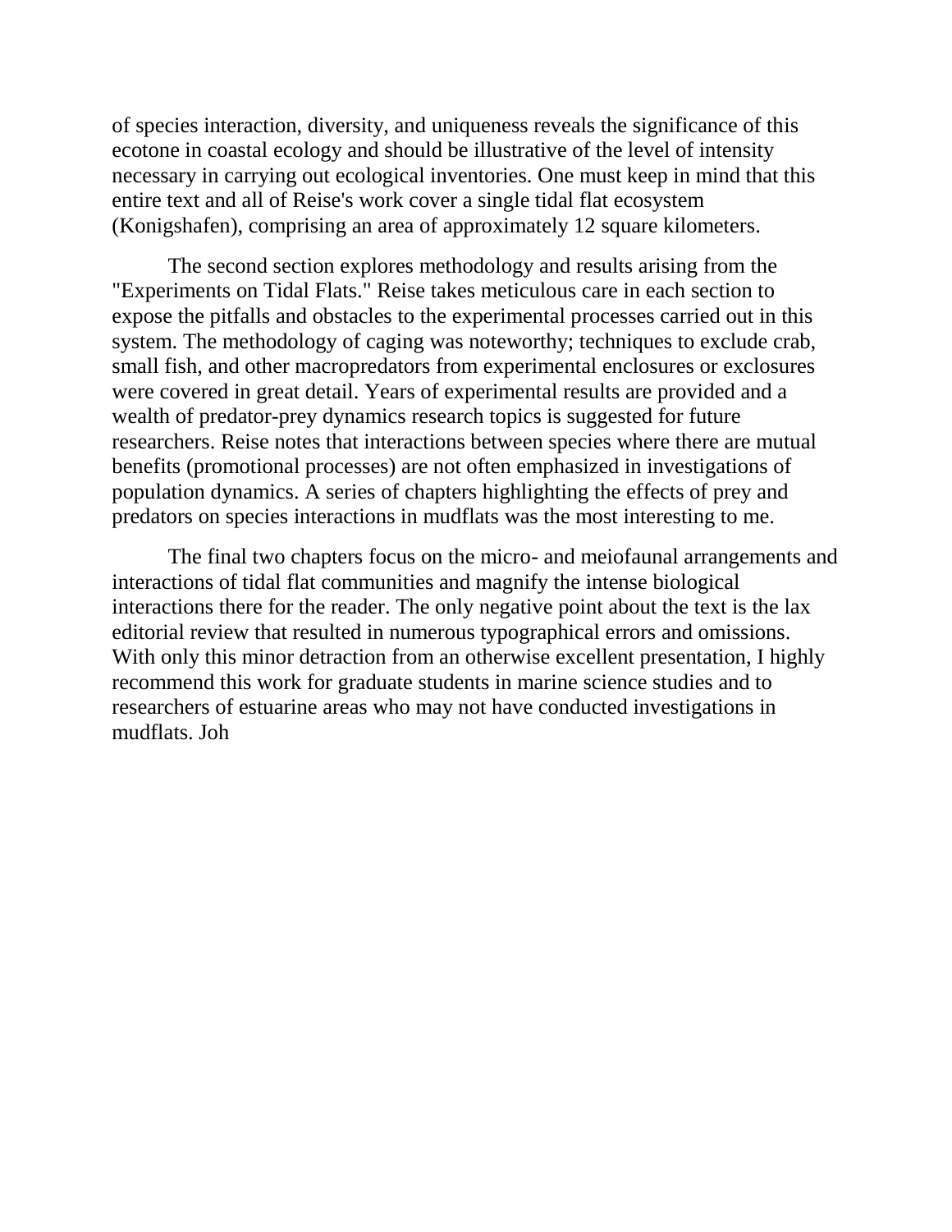of species interaction, diversity, and uniqueness reveals the significance of this ecotone in coastal ecology and should be illustrative of the level of intensity necessary in carrying out ecological inventories. One must keep in mind that this entire text and all of Reise's work cover a single tidal flat ecosystem (Konigshafen), comprising an area of approximately 12 square kilometers.

The second section explores methodology and results arising from the "Experiments on Tidal Flats." Reise takes meticulous care in each section to expose the pitfalls and obstacles to the experimental processes carried out in this system. The methodology of caging was noteworthy; techniques to exclude crab, small fish, and other macropredators from experimental enclosures or exclosures were covered in great detail. Years of experimental results are provided and a wealth of predator-prey dynamics research topics is suggested for future researchers. Reise notes that interactions between species where there are mutual benefits (promotional processes) are not often emphasized in investigations of population dynamics. A series of chapters highlighting the effects of prey and predators on species interactions in mudflats was the most interesting to me.

The final two chapters focus on the micro- and meiofaunal arrangements and interactions of tidal flat communities and magnify the intense biological interactions there for the reader. The only negative point about the text is the lax editorial review that resulted in numerous typographical errors and omissions. With only this minor detraction from an otherwise excellent presentation, I highly recommend this work for graduate students in marine science studies and to researchers of estuarine areas who may not have conducted investigations in mudflats. Joh